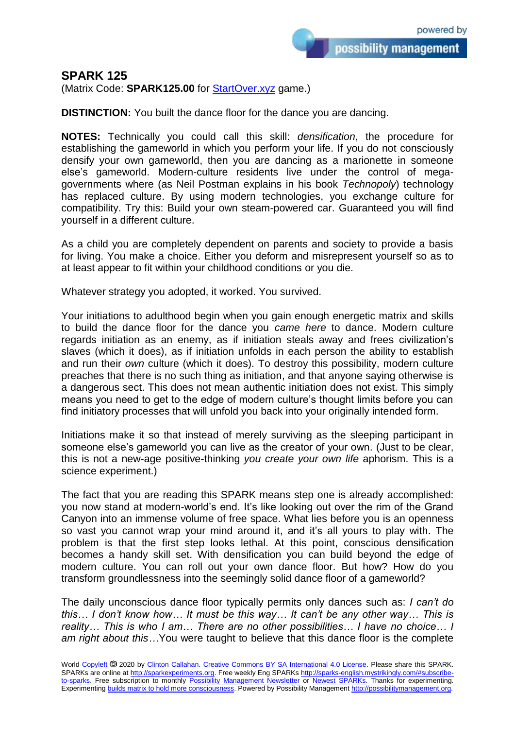## SPARK 125

(Matrix Code: **SPARK125.00** for [StartOver.xyz](StartOver.xyz) game.)

**DISTINCTION:** You built the dance floor for the dance you are dancing.

**NOTES:** Technically you could call this skill: *densification*, the procedure for establishing the gameworld in which you perform your life. If you do not consciously densify your own gameworld, then you are dancing as a marionette in someone else's gameworld. Modern-culture residents live under the control of mega-governments where (as Neil Postman explains in his book *Technopoly*) technology has replaced culture. By using modern technologies, you exchange culture for compatibility. Try this: Build your own steam-powered car. Guaranteed you will find yourself in a different culture.

As a child you are completely dependent on parents and society to provide a basis for living. You make a choice. Either you deform and misrepresent yourself so as to at least appear to fit within your childhood conditions or you die.

Whatever strategy you adopted, it worked. You survived.

Your initiations to adulthood begin when you gain enough energetic matrix and skills to build the dance floor for the dance you *came here* to dance. Modern culture regards initiation as an enemy, as if initiation steals away and frees civilization's slaves (which it does), as if initiation unfolds in each person the ability to establish and run their *own* culture (which it does). To destroy this possibility, modern culture preaches that there is no such thing as initiation, and that anyone saying otherwise is a dangerous sect. This does not mean authentic initiation does not exist. This simply means you need to get to the edge of modern culture's thought limits before you can find initiatory processes that will unfold you back into your originally intended form.

Initiations make it so that instead of merely surviving as the sleeping participant in someone else's gameworld you can live as the creator of your own. (Just to be clear, this is not a new-age positive-thinking *you create your own life* aphorism. This is a science experiment.)

The fact that you are reading this SPARK means step one is already accomplished: you now stand at modern-world's end. It's like looking out over the rim of the Grand Canyon into an immense volume of free space. What lies before you is an openness so vast you cannot wrap your mind around it, and it's all yours to play with. The problem is that the first step looks lethal. At this point, conscious densification becomes a handy skill set. With densification you can build beyond the edge of modern culture. You can roll out your own dance floor. But how? How do you transform groundlessness into the seemingly solid dance floor of a gameworld?

The daily unconscious dance floor typically permits only dances such as: *I can't do this… I don't know how… It must be this way… It can't be any other way… This is reality… This is who I am… There are no other possibilities… I have no choice… I am right about this…*You were taught to believe that this dance floor is the complete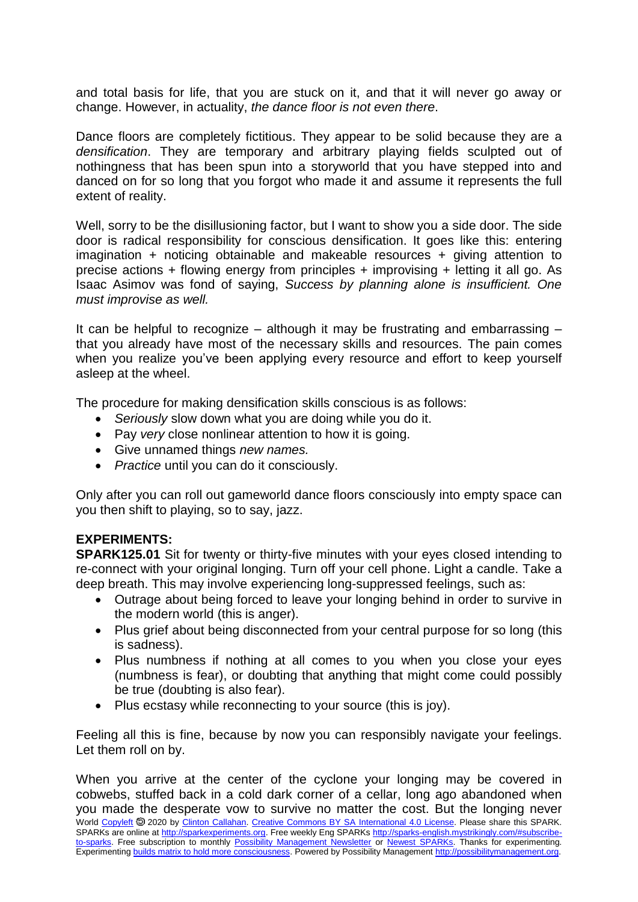and total basis for life, that you are stuck on it, and that it will never go away or change. However, in actuality, *the dance floor is not even there*.

Dance floors are completely fictitious. They appear to be solid because they are a *densification*. They are temporary and arbitrary playing fields sculpted out of nothingness that has been spun into a storyworld that you have stepped into and danced on for so long that you forgot who made it and assume it represents the full extent of reality.

Well, sorry to be the disillusioning factor, but I want to show you a side door. The side door is radical responsibility for conscious densification. It goes like this: entering imagination + noticing obtainable and makeable resources + giving attention to precise actions + flowing energy from principles + improvising + letting it all go. As Isaac Asimov was fond of saying, *Success by planning alone is insufficient. One must improvise as well.*

It can be helpful to recognize – although it may be frustrating and embarrassing – that you already have most of the necessary skills and resources. The pain comes when you realize you've been applying every resource and effort to keep yourself asleep at the wheel.

The procedure for making densification skills conscious is as follows:

- *Seriously* slow down what you are doing while you do it.
- Pay *very* close nonlinear attention to how it is going.
- Give unnamed things *new names.*
- *Practice* until you can do it consciously.

Only after you can roll out gameworld dance floors consciously into empty space can you then shift to playing, so to say, jazz.

**EXPERIMENTS:**

**SPARK125.01** Sit for twenty or thirty-five minutes with your eyes closed intending to re-connect with your original longing. Turn off your cell phone. Light a candle. Take a deep breath. This may involve experiencing long-suppressed feelings, such as:

- Outrage about being forced to leave your longing behind in order to survive in the modern world (this is anger).
- Plus grief about being disconnected from your central purpose for so long (this is sadness).
- Plus numbness if nothing at all comes to you when you close your eyes (numbness is fear), or doubting that anything that might come could possibly be true (doubting is also fear).
- Plus ecstasy while reconnecting to your source (this is joy).

Feeling all this is fine, because by now you can responsibly navigate your feelings. Let them roll on by.

When you arrive at the center of the cyclone your longing may be covered in cobwebs, stuffed back in a cold dark corner of a cellar, long ago abandoned when you made the desperate vow to survive no matter the cost. But the longing never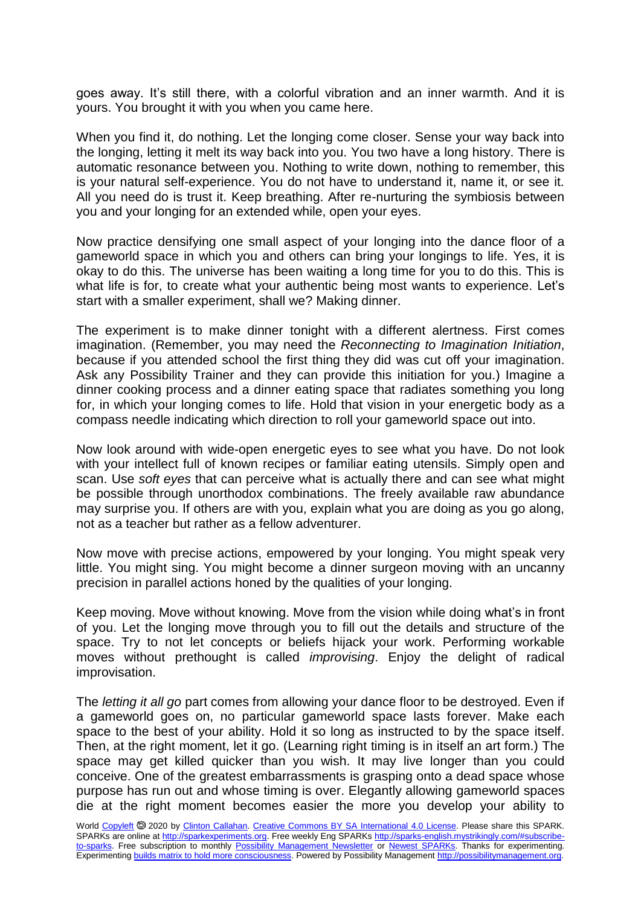goes away. It's still there, with a colorful vibration and an inner warmth. And it is yours. You brought it with you when you came here.

When you find it, do nothing. Let the longing come closer. Sense your way back into the longing, letting it melt its way back into you. You two have a long history. There is automatic resonance between you. Nothing to write down, nothing to remember, this is your natural self-experience. You do not have to understand it, name it, or see it. All you need do is trust it. Keep breathing. After re-nurturing the symbiosis between you and your longing for an extended while, open your eyes.

Now practice densifying one small aspect of your longing into the dance floor of a gameworld space in which you and others can bring your longings to life. Yes, it is okay to do this. The universe has been waiting a long time for you to do this. This is what life is for, to create what your authentic being most wants to experience. Let's start with a smaller experiment, shall we? Making dinner.

The experiment is to make dinner tonight with a different alertness. First comes imagination. (Remember, you may need the *Reconnecting to Imagination Initiation*, because if you attended school the first thing they did was cut off your imagination. Ask any Possibility Trainer and they can provide this initiation for you.) Imagine a dinner cooking process and a dinner eating space that radiates something you long for, in which your longing comes to life. Hold that vision in your energetic body as a compass needle indicating which direction to roll your gameworld space out into.

Now look around with wide-open energetic eyes to see what you have. Do not look with your intellect full of known recipes or familiar eating utensils. Simply open and scan. Use *soft eyes* that can perceive what is actually there and can see what might be possible through unorthodox combinations. The freely available raw abundance may surprise you. If others are with you, explain what you are doing as you go along, not as a teacher but rather as a fellow adventurer.

Now move with precise actions, empowered by your longing. You might speak very little. You might sing. You might become a dinner surgeon moving with an uncanny precision in parallel actions honed by the qualities of your longing.

Keep moving. Move without knowing. Move from the vision while doing what's in front of you. Let the longing move through you to fill out the details and structure of the space. Try to not let concepts or beliefs hijack your work. Performing workable moves without prethought is called *improvising*. Enjoy the delight of radical improvisation.

The *letting it all go* part comes from allowing your dance floor to be destroyed. Even if a gameworld goes on, no particular gameworld space lasts forever. Make each space to the best of your ability. Hold it so long as instructed to by the space itself. Then, at the right moment, let it go. (Learning right timing is in itself an art form.) The space may get killed quicker than you wish. It may live longer than you could conceive. One of the greatest embarrassments is grasping onto a dead space whose purpose has run out and whose timing is over. Elegantly allowing gameworld spaces die at the right moment becomes easier the more you develop your ability to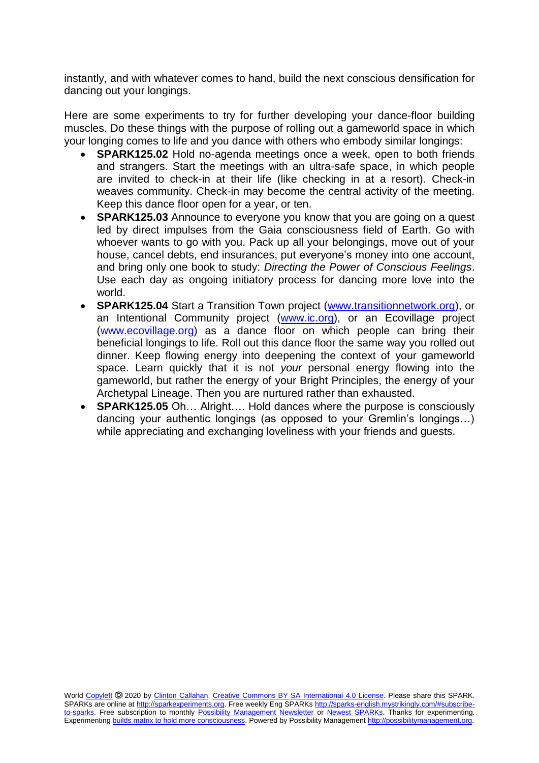instantly, and with whatever comes to hand, build the next conscious densification for dancing out your longings.

Here are some experiments to try for further developing your dance-floor building muscles. Do these things with the purpose of rolling out a gameworld space in which your longing comes to life and you dance with others who embody similar longings:

- **SPARK125.02** Hold no-agenda meetings once a week, open to both friends and strangers. Start the meetings with an ultra-safe space, in which people are invited to check-in at their life (like checking in at a resort). Check-in weaves community. Check-in may become the central activity of the meeting. Keep this dance floor open for a year, or ten.
- **SPARK125.03** Announce to everyone you know that you are going on a quest led by direct impulses from the Gaia consciousness field of Earth. Go with whoever wants to go with you. Pack up all your belongings, move out of your house, cancel debts, end insurances, put everyone's money into one account, and bring only one book to study: *Directing the Power of Conscious Feelings*. Use each day as ongoing initiatory process for dancing more love into the world.
- **SPARK125.04** Start a Transition Town project (www.transitionnetwork.org), or an Intentional Community project (www.ic.org), or an Ecovillage project (www.ecovillage.org) as a dance floor on which people can bring their beneficial longings to life. Roll out this dance floor the same way you rolled out dinner. Keep flowing energy into deepening the context of your gameworld space. Learn quickly that it is not *your* personal energy flowing into the gameworld, but rather the energy of your Bright Principles, the energy of your Archetypal Lineage. Then you are nurtured rather than exhausted.
- **SPARK125.05** Oh… Alright…. Hold dances where the purpose is consciously dancing your authentic longings (as opposed to your Gremlin's longings…) while appreciating and exchanging loveliness with your friends and guests.